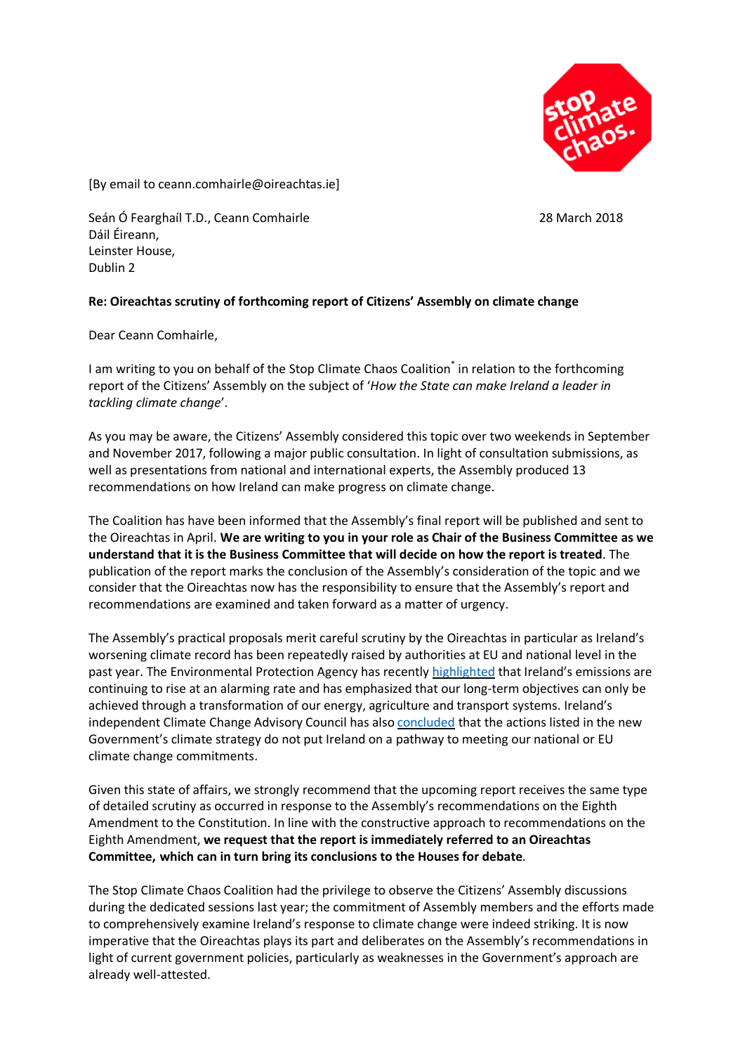[By email to ceann.comhairle@oireachtas.ie]

Seán Ó Fearghaíl T.D., Ceann Comhairle
Dáil Éireann,
Leinster House,
Dublin 2

28 March 2018

**Re: Oireachtas scrutiny of forthcoming report of Citizens' Assembly on climate change**

Dear Ceann Comhairle,

I am writing to you on behalf of the Stop Climate Chaos Coalition* in relation to the forthcoming report of the Citizens' Assembly on the subject of '*How the State can make Ireland a leader in tackling climate change*'.

As you may be aware, the Citizens' Assembly considered this topic over two weekends in September and November 2017, following a major public consultation. In light of consultation submissions, as well as presentations from national and international experts, the Assembly produced 13 recommendations on how Ireland can make progress on climate change.

The Coalition has have been informed that the Assembly's final report will be published and sent to the Oireachtas in April. **We are writing to you in your role as Chair of the Business Committee as we understand that it is the Business Committee that will decide on how the report is treated**. The publication of the report marks the conclusion of the Assembly's consideration of the topic and we consider that the Oireachtas now has the responsibility to ensure that the Assembly's report and recommendations are examined and taken forward as a matter of urgency.

The Assembly's practical proposals merit careful scrutiny by the Oireachtas in particular as Ireland's worsening climate record has been repeatedly raised by authorities at EU and national level in the past year. The Environmental Protection Agency has recently highlighted that Ireland's emissions are continuing to rise at an alarming rate and has emphasized that our long-term objectives can only be achieved through a transformation of our energy, agriculture and transport systems. Ireland's independent Climate Change Advisory Council has also concluded that the actions listed in the new Government's climate strategy do not put Ireland on a pathway to meeting our national or EU climate change commitments.

Given this state of affairs, we strongly recommend that the upcoming report receives the same type of detailed scrutiny as occurred in response to the Assembly's recommendations on the Eighth Amendment to the Constitution. In line with the constructive approach to recommendations on the Eighth Amendment, **we request that the report is immediately referred to an Oireachtas Committee, which can in turn bring its conclusions to the Houses for debate**.

The Stop Climate Chaos Coalition had the privilege to observe the Citizens' Assembly discussions during the dedicated sessions last year; the commitment of Assembly members and the efforts made to comprehensively examine Ireland's response to climate change were indeed striking. It is now imperative that the Oireachtas plays its part and deliberates on the Assembly's recommendations in light of current government policies, particularly as weaknesses in the Government's approach are already well-attested.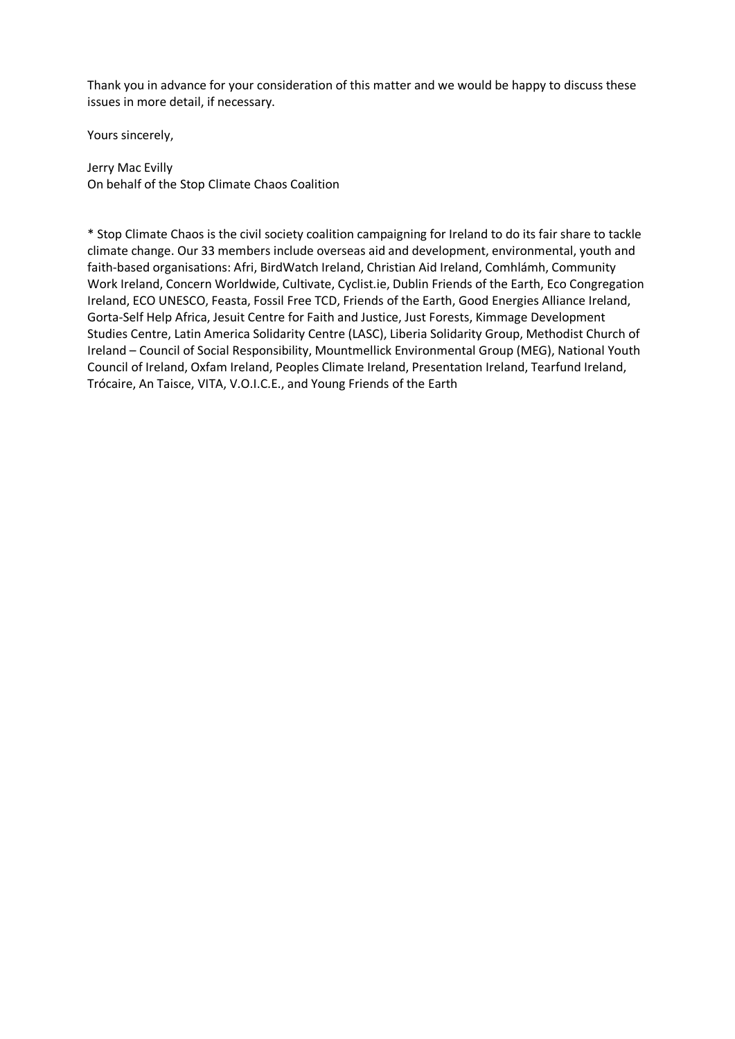Thank you in advance for your consideration of this matter and we would be happy to discuss these issues in more detail, if necessary.

Yours sincerely,

Jerry Mac Evilly
On behalf of the Stop Climate Chaos Coalition

* Stop Climate Chaos is the civil society coalition campaigning for Ireland to do its fair share to tackle climate change. Our 33 members include overseas aid and development, environmental, youth and faith-based organisations: Afri, BirdWatch Ireland, Christian Aid Ireland, Comhlámh, Community Work Ireland, Concern Worldwide, Cultivate, Cyclist.ie, Dublin Friends of the Earth, Eco Congregation Ireland, ECO UNESCO, Feasta, Fossil Free TCD, Friends of the Earth, Good Energies Alliance Ireland, Gorta-Self Help Africa, Jesuit Centre for Faith and Justice, Just Forests, Kimmage Development Studies Centre, Latin America Solidarity Centre (LASC), Liberia Solidarity Group, Methodist Church of Ireland – Council of Social Responsibility, Mountmellick Environmental Group (MEG), National Youth Council of Ireland, Oxfam Ireland, Peoples Climate Ireland, Presentation Ireland, Tearfund Ireland, Trócaire, An Taisce, VITA, V.O.I.C.E., and Young Friends of the Earth